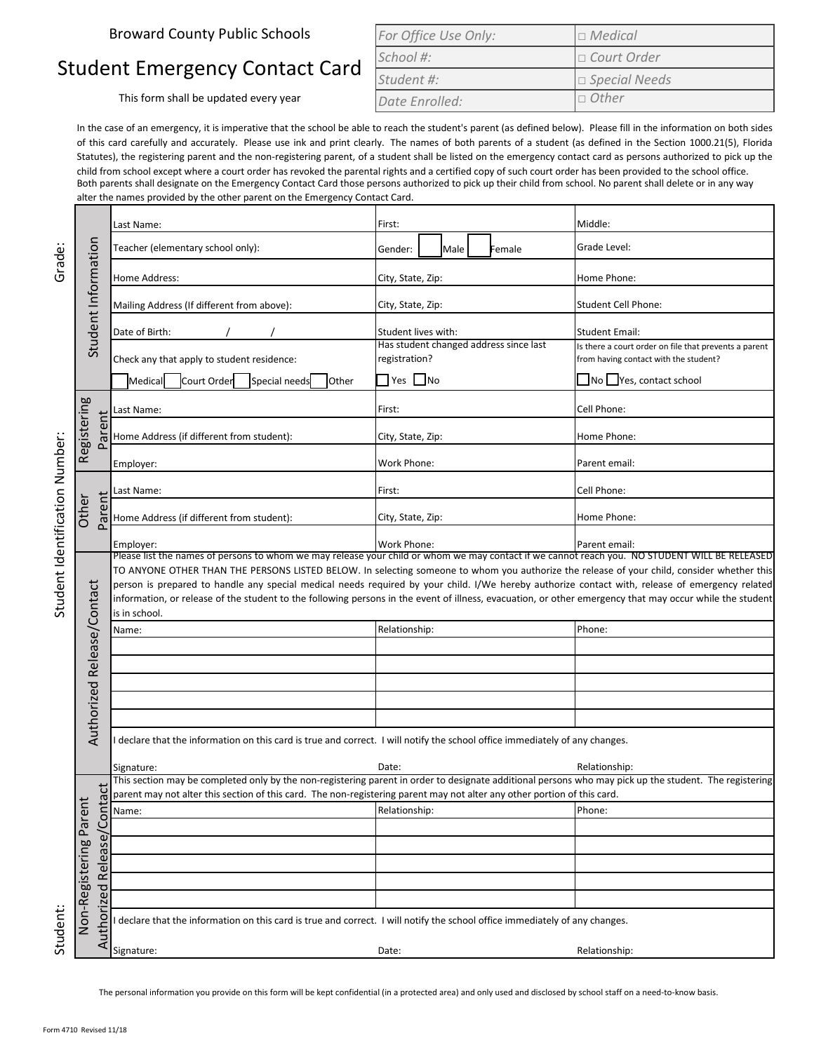Broward County Public Schools

# Student Emergency Contact Card

This form shall be updated every year

| For Office Use Only: | □ Medical |
| --- | --- |
| School #: | □ Court Order |
| Student #: | □ Special Needs |
| Date Enrolled: | □ Other |

In the case of an emergency, it is imperative that the school be able to reach the student's parent (as defined below). Please fill in the information on both sides of this card carefully and accurately. Please use ink and print clearly. The names of both parents of a student (as defined in the Section 1000.21(5), Florida Statutes), the registering parent and the non-registering parent, of a student shall be listed on the emergency contact card as persons authorized to pick up the child from school except where a court order has revoked the parental rights and a certified copy of such court order has been provided to the school office. Both parents shall designate on the Emergency Contact Card those persons authorized to pick up their child from school. No parent shall delete or in any way alter the names provided by the other parent on the Emergency Contact Card.

Grade:

Student Identification Number:

Student:

## Student Information

| Last Name: | First: | Middle: |
| --- | --- | --- |
| Teacher (elementary school only): | Gender: ☐ Male ☐ Female | Grade Level: |
| Home Address: | City, State, Zip: | Home Phone: |
| Mailing Address (If different from above): | City, State, Zip: | Student Cell Phone: |
| Date of Birth: / / | Student lives with: | Student Email: |
| Check any that apply to student residence: | Has student changed address since last registration? | Is there a court order on file that prevents a parent from having contact with the student? |
| ☐ Medical ☐ Court Order ☐ Special needs ☐ Other | ☐ Yes ☐ No | ☐ No ☐ Yes, contact school |

## Registering Parent

| Last Name: | First: | Cell Phone: |
| --- | --- | --- |
| Home Address (if different from student): | City, State, Zip: | Home Phone: |
| Employer: | Work Phone: | Parent email: |

## Other Parent

| Last Name: | First: | Cell Phone: |
| --- | --- | --- |
| Home Address (if different from student): | City, State, Zip: | Home Phone: |
| Employer: | Work Phone: | Parent email: |

## Authorized Release/Contact

Please list the names of persons to whom we may release your child or whom we may contact if we cannot reach you. NO STUDENT WILL BE RELEASED TO ANYONE OTHER THAN THE PERSONS LISTED BELOW. In selecting someone to whom you authorize the release of your child, consider whether this person is prepared to handle any special medical needs required by your child. I/We hereby authorize contact with, release of emergency related information, or release of the student to the following persons in the event of illness, evacuation, or other emergency that may occur while the student is in school.

| Name: | Relationship: | Phone: |
| --- | --- | --- |
| | | |
| | | |
| | | |
| | | |
| | | |

I declare that the information on this card is true and correct. I will notify the school office immediately of any changes.

| Signature: | Date: | Relationship: |
| --- | --- | --- |

## Non-Registering Parent Authorized Release/Contact

This section may be completed only by the non-registering parent in order to designate additional persons who may pick up the student. The registering parent may not alter this section of this card. The non-registering parent may not alter any other portion of this card.

| Name: | Relationship: | Phone: |
| --- | --- | --- |
| | | |
| | | |
| | | |
| | | |
| | | |

I declare that the information on this card is true and correct. I will notify the school office immediately of any changes.

| Signature: | Date: | Relationship: |
| --- | --- | --- |

The personal information you provide on this form will be kept confidential (in a protected area) and only used and disclosed by school staff on a need-to-know basis.

Form 4710 Revised 11/18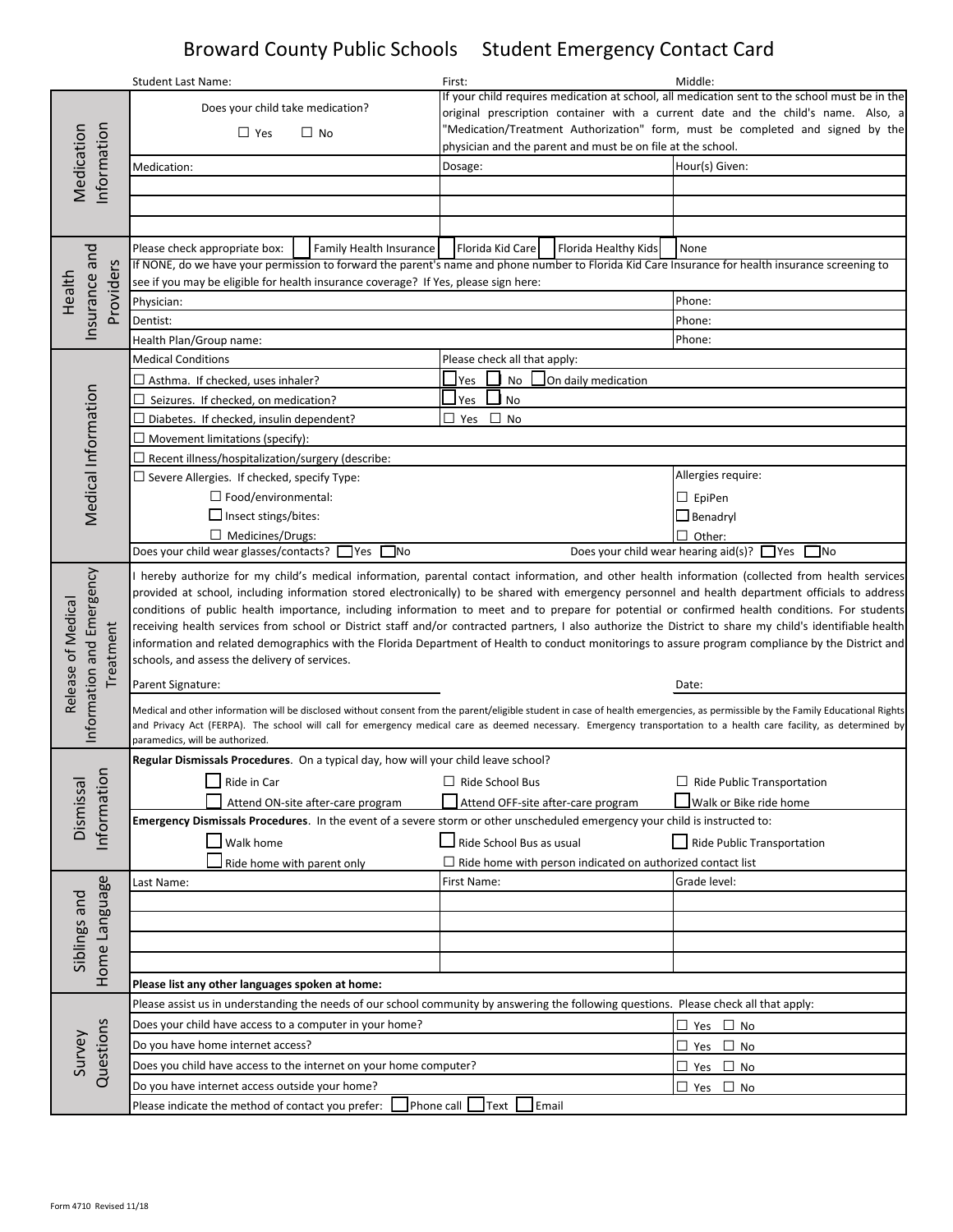# Broward County Public Schools Student Emergency Contact Card

Student Last Name: First: Middle:

## Medication Information

| | | |
|---|---|---|
| Does your child take medication? ☐ Yes ☐ No | If your child requires medication at school, all medication sent to the school must be in the original prescription container with a current date and the child's name. Also, a "Medication/Treatment Authorization" form, must be completed and signed by the physician and the parent and must be on file at the school. | |
| Medication: | Dosage: | Hour(s) Given: |
| | | |
| | | |
| | | |

## Health Insurance and Providers

Please check appropriate box: ☐ Family Health Insurance ☐ Florida Kid Care ☐ Florida Healthy Kids ☐ None

If NONE, do we have your permission to forward the parent's name and phone number to Florida Kid Care Insurance for health insurance screening to see if you may be eligible for health insurance coverage? If Yes, please sign here:

| | |
|---|---|
| Physician: | Phone: |
| Dentist: | Phone: |
| Health Plan/Group name: | Phone: |

## Medical Information

| | | |
|---|---|---|
| Medical Conditions | Please check all that apply: | |
| ☐ Asthma. If checked, uses inhaler? | ☐ Yes ☐ No ☐ On daily medication | |
| ☐ Seizures. If checked, on medication? | ☐ Yes ☐ No | |
| ☐ Diabetes. If checked, insulin dependent? | ☐ Yes ☐ No | |
| ☐ Movement limitations (specify): | | |
| ☐ Recent illness/hospitalization/surgery (describe: | | |
| ☐ Severe Allergies. If checked, specify Type: | | Allergies require: |
| ☐ Food/environmental: | | ☐ EpiPen |
| ☐ Insect stings/bites: | | ☐ Benadryl |
| ☐ Medicines/Drugs: | | ☐ Other: |

Does your child wear glasses/contacts? ☐ Yes ☐ No Does your child wear hearing aid(s)? ☐ Yes ☐ No

## Release of Medical Information and Emergency Treatment

I hereby authorize for my child's medical information, parental contact information, and other health information (collected from health services provided at school, including information stored electronically) to be shared with emergency personnel and health department officials to address conditions of public health importance, including information to meet and to prepare for potential or confirmed health conditions. For students receiving health services from school or District staff and/or contracted partners, I also authorize the District to share my child's identifiable health information and related demographics with the Florida Department of Health to conduct monitorings to assure program compliance by the District and schools, and assess the delivery of services.

Parent Signature: Date:

Medical and other information will be disclosed without consent from the parent/eligible student in case of health emergencies, as permissible by the Family Educational Rights and Privacy Act (FERPA). The school will call for emergency medical care as deemed necessary. Emergency transportation to a health care facility, as determined by paramedics, will be authorized.

## Dismissal Information

**Regular Dismissals Procedures**. On a typical day, how will your child leave school?

| | | |
|---|---|---|
| ☐ Ride in Car | ☐ Ride School Bus | ☐ Ride Public Transportation |
| ☐ Attend ON-site after-care program | ☐ Attend OFF-site after-care program | ☐ Walk or Bike ride home |

**Emergency Dismissals Procedures**. In the event of a severe storm or other unscheduled emergency your child is instructed to:

| | | |
|---|---|---|
| ☐ Walk home | ☐ Ride School Bus as usual | ☐ Ride Public Transportation |
| ☐ Ride home with parent only | ☐ Ride home with person indicated on authorized contact list | |

## Siblings and Home Language

| Last Name: | First Name: | Grade level: |
|---|---|---|
| | | |
| | | |
| | | |
| | | |

**Please list any other languages spoken at home:**

## Survey Questions

Please assist us in understanding the needs of our school community by answering the following questions. Please check all that apply:

| | |
|---|---|
| Does your child have access to a computer in your home? | ☐ Yes ☐ No |
| Do you have home internet access? | ☐ Yes ☐ No |
| Does you child have access to the internet on your home computer? | ☐ Yes ☐ No |
| Do you have internet access outside your home? | ☐ Yes ☐ No |

Please indicate the method of contact you prefer: ☐ Phone call ☐ Text ☐ Email

Form 4710 Revised 11/18